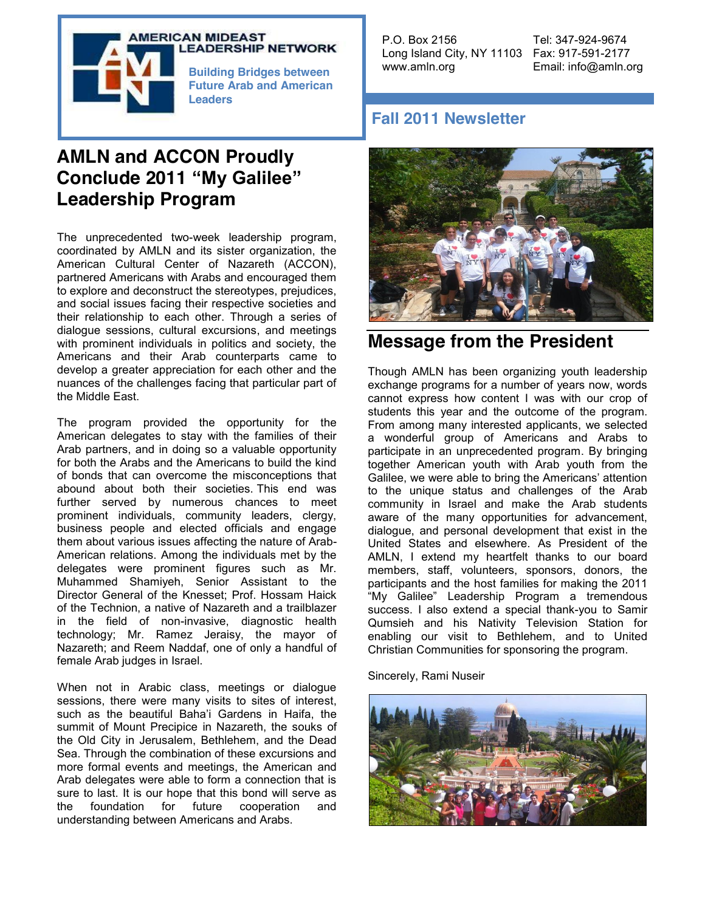AMERICAN MIDEAST LEADERSHIP NETWORK

Building Bridges between Future Arab and American Leaders

P.O. Box 2156
Long Island City, NY 11103
www.amln.org

Tel: 347-924-9674
Fax: 917-591-2177
Email: info@amln.org

## Fall 2011 Newsletter

# AMLN and ACCON Proudly Conclude 2011 "My Galilee" Leadership Program

The unprecedented two-week leadership program, coordinated by AMLN and its sister organization, the American Cultural Center of Nazareth (ACCON), partnered Americans with Arabs and encouraged them to explore and deconstruct the stereotypes, prejudices, and social issues facing their respective societies and their relationship to each other. Through a series of dialogue sessions, cultural excursions, and meetings with prominent individuals in politics and society, the Americans and their Arab counterparts came to develop a greater appreciation for each other and the nuances of the challenges facing that particular part of the Middle East.

The program provided the opportunity for the American delegates to stay with the families of their Arab partners, and in doing so a valuable opportunity for both the Arabs and the Americans to build the kind of bonds that can overcome the misconceptions that abound about both their societies. This end was further served by numerous chances to meet prominent individuals, community leaders, clergy, business people and elected officials and engage them about various issues affecting the nature of Arab-American relations. Among the individuals met by the delegates were prominent figures such as Mr. Muhammed Shamiyeh, Senior Assistant to the Director General of the Knesset; Prof. Hossam Haick of the Technion, a native of Nazareth and a trailblazer in the field of non-invasive, diagnostic health technology; Mr. Ramez Jeraisy, the mayor of Nazareth; and Reem Naddaf, one of only a handful of female Arab judges in Israel.

When not in Arabic class, meetings or dialogue sessions, there were many visits to sites of interest, such as the beautiful Baha'i Gardens in Haifa, the summit of Mount Precipice in Nazareth, the souks of the Old City in Jerusalem, Bethlehem, and the Dead Sea. Through the combination of these excursions and more formal events and meetings, the American and Arab delegates were able to form a connection that is sure to last. It is our hope that this bond will serve as the foundation for future cooperation and understanding between Americans and Arabs.

# Message from the President

Though AMLN has been organizing youth leadership exchange programs for a number of years now, words cannot express how content I was with our crop of students this year and the outcome of the program. From among many interested applicants, we selected a wonderful group of Americans and Arabs to participate in an unprecedented program. By bringing together American youth with Arab youth from the Galilee, we were able to bring the Americans' attention to the unique status and challenges of the Arab community in Israel and make the Arab students aware of the many opportunities for advancement, dialogue, and personal development that exist in the United States and elsewhere. As President of the AMLN, I extend my heartfelt thanks to our board members, staff, volunteers, sponsors, donors, the participants and the host families for making the 2011 "My Galilee" Leadership Program a tremendous success. I also extend a special thank-you to Samir Qumsieh and his Nativity Television Station for enabling our visit to Bethlehem, and to United Christian Communities for sponsoring the program.

Sincerely, Rami Nuseir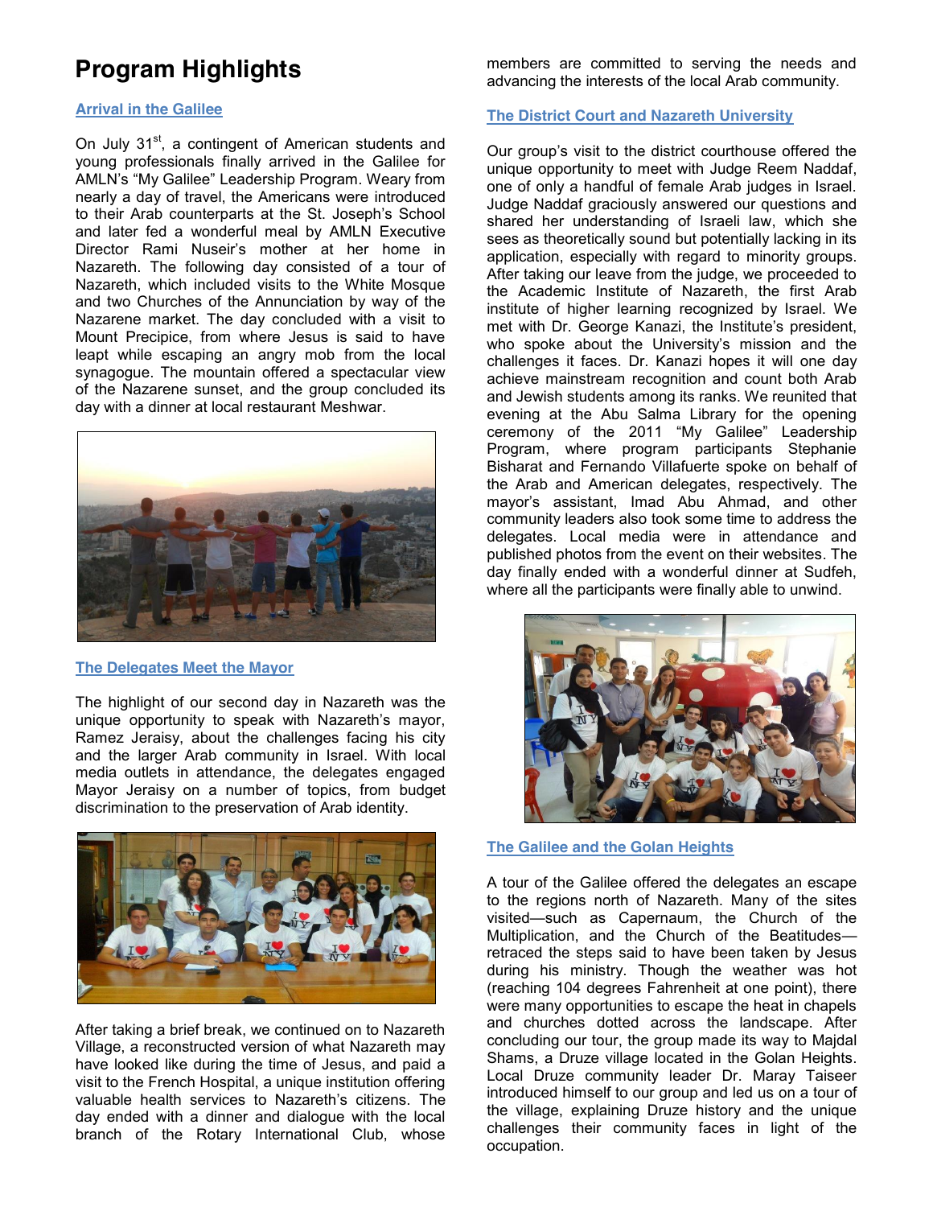# Program Highlights

### Arrival in the Galilee

On July 31st, a contingent of American students and young professionals finally arrived in the Galilee for AMLN's "My Galilee" Leadership Program. Weary from nearly a day of travel, the Americans were introduced to their Arab counterparts at the St. Joseph's School and later fed a wonderful meal by AMLN Executive Director Rami Nuseir's mother at her home in Nazareth. The following day consisted of a tour of Nazareth, which included visits to the White Mosque and two Churches of the Annunciation by way of the Nazarene market. The day concluded with a visit to Mount Precipice, from where Jesus is said to have leapt while escaping an angry mob from the local synagogue. The mountain offered a spectacular view of the Nazarene sunset, and the group concluded its day with a dinner at local restaurant Meshwar.

### The Delegates Meet the Mayor

The highlight of our second day in Nazareth was the unique opportunity to speak with Nazareth's mayor, Ramez Jeraisy, about the challenges facing his city and the larger Arab community in Israel. With local media outlets in attendance, the delegates engaged Mayor Jeraisy on a number of topics, from budget discrimination to the preservation of Arab identity.

After taking a brief break, we continued on to Nazareth Village, a reconstructed version of what Nazareth may have looked like during the time of Jesus, and paid a visit to the French Hospital, a unique institution offering valuable health services to Nazareth's citizens. The day ended with a dinner and dialogue with the local branch of the Rotary International Club, whose members are committed to serving the needs and advancing the interests of the local Arab community.

### The District Court and Nazareth University

Our group's visit to the district courthouse offered the unique opportunity to meet with Judge Reem Naddaf, one of only a handful of female Arab judges in Israel. Judge Naddaf graciously answered our questions and shared her understanding of Israeli law, which she sees as theoretically sound but potentially lacking in its application, especially with regard to minority groups. After taking our leave from the judge, we proceeded to the Academic Institute of Nazareth, the first Arab institute of higher learning recognized by Israel. We met with Dr. George Kanazi, the Institute's president, who spoke about the University's mission and the challenges it faces. Dr. Kanazi hopes it will one day achieve mainstream recognition and count both Arab and Jewish students among its ranks. We reunited that evening at the Abu Salma Library for the opening ceremony of the 2011 "My Galilee" Leadership Program, where program participants Stephanie Bisharat and Fernando Villafuerte spoke on behalf of the Arab and American delegates, respectively. The mayor's assistant, Imad Abu Ahmad, and other community leaders also took some time to address the delegates. Local media were in attendance and published photos from the event on their websites. The day finally ended with a wonderful dinner at Sudfeh, where all the participants were finally able to unwind.

### The Galilee and the Golan Heights

A tour of the Galilee offered the delegates an escape to the regions north of Nazareth. Many of the sites visited—such as Capernaum, the Church of the Multiplication, and the Church of the Beatitudes—retraced the steps said to have been taken by Jesus during his ministry. Though the weather was hot (reaching 104 degrees Fahrenheit at one point), there were many opportunities to escape the heat in chapels and churches dotted across the landscape. After concluding our tour, the group made its way to Majdal Shams, a Druze village located in the Golan Heights. Local Druze community leader Dr. Maray Taiseer introduced himself to our group and led us on a tour of the village, explaining Druze history and the unique challenges their community faces in light of the occupation.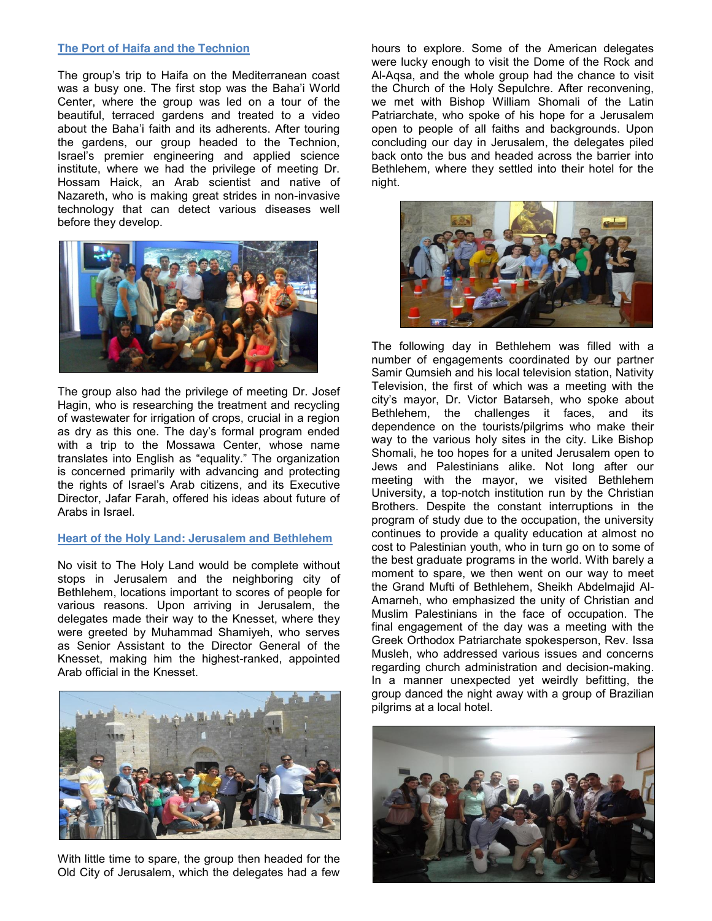## The Port of Haifa and the Technion

The group's trip to Haifa on the Mediterranean coast was a busy one. The first stop was the Baha'i World Center, where the group was led on a tour of the beautiful, terraced gardens and treated to a video about the Baha'i faith and its adherents. After touring the gardens, our group headed to the Technion, Israel's premier engineering and applied science institute, where we had the privilege of meeting Dr. Hossam Haick, an Arab scientist and native of Nazareth, who is making great strides in non-invasive technology that can detect various diseases well before they develop.

The group also had the privilege of meeting Dr. Josef Hagin, who is researching the treatment and recycling of wastewater for irrigation of crops, crucial in a region as dry as this one. The day's formal program ended with a trip to the Mossawa Center, whose name translates into English as "equality." The organization is concerned primarily with advancing and protecting the rights of Israel's Arab citizens, and its Executive Director, Jafar Farah, offered his ideas about future of Arabs in Israel.

## Heart of the Holy Land: Jerusalem and Bethlehem

No visit to The Holy Land would be complete without stops in Jerusalem and the neighboring city of Bethlehem, locations important to scores of people for various reasons. Upon arriving in Jerusalem, the delegates made their way to the Knesset, where they were greeted by Muhammad Shamiyeh, who serves as Senior Assistant to the Director General of the Knesset, making him the highest-ranked, appointed Arab official in the Knesset.

With little time to spare, the group then headed for the Old City of Jerusalem, which the delegates had a few hours to explore. Some of the American delegates were lucky enough to visit the Dome of the Rock and Al-Aqsa, and the whole group had the chance to visit the Church of the Holy Sepulchre. After reconvening, we met with Bishop William Shomali of the Latin Patriarchate, who spoke of his hope for a Jerusalem open to people of all faiths and backgrounds. Upon concluding our day in Jerusalem, the delegates piled back onto the bus and headed across the barrier into Bethlehem, where they settled into their hotel for the night.

The following day in Bethlehem was filled with a number of engagements coordinated by our partner Samir Qumsieh and his local television station, Nativity Television, the first of which was a meeting with the city's mayor, Dr. Victor Batarseh, who spoke about Bethlehem, the challenges it faces, and its dependence on the tourists/pilgrims who make their way to the various holy sites in the city. Like Bishop Shomali, he too hopes for a united Jerusalem open to Jews and Palestinians alike. Not long after our meeting with the mayor, we visited Bethlehem University, a top-notch institution run by the Christian Brothers. Despite the constant interruptions in the program of study due to the occupation, the university continues to provide a quality education at almost no cost to Palestinian youth, who in turn go on to some of the best graduate programs in the world. With barely a moment to spare, we then went on our way to meet the Grand Mufti of Bethlehem, Sheikh Abdelmajid Al-Amarneh, who emphasized the unity of Christian and Muslim Palestinians in the face of occupation. The final engagement of the day was a meeting with the Greek Orthodox Patriarchate spokesperson, Rev. Issa Musleh, who addressed various issues and concerns regarding church administration and decision-making. In a manner unexpected yet weirdly befitting, the group danced the night away with a group of Brazilian pilgrims at a local hotel.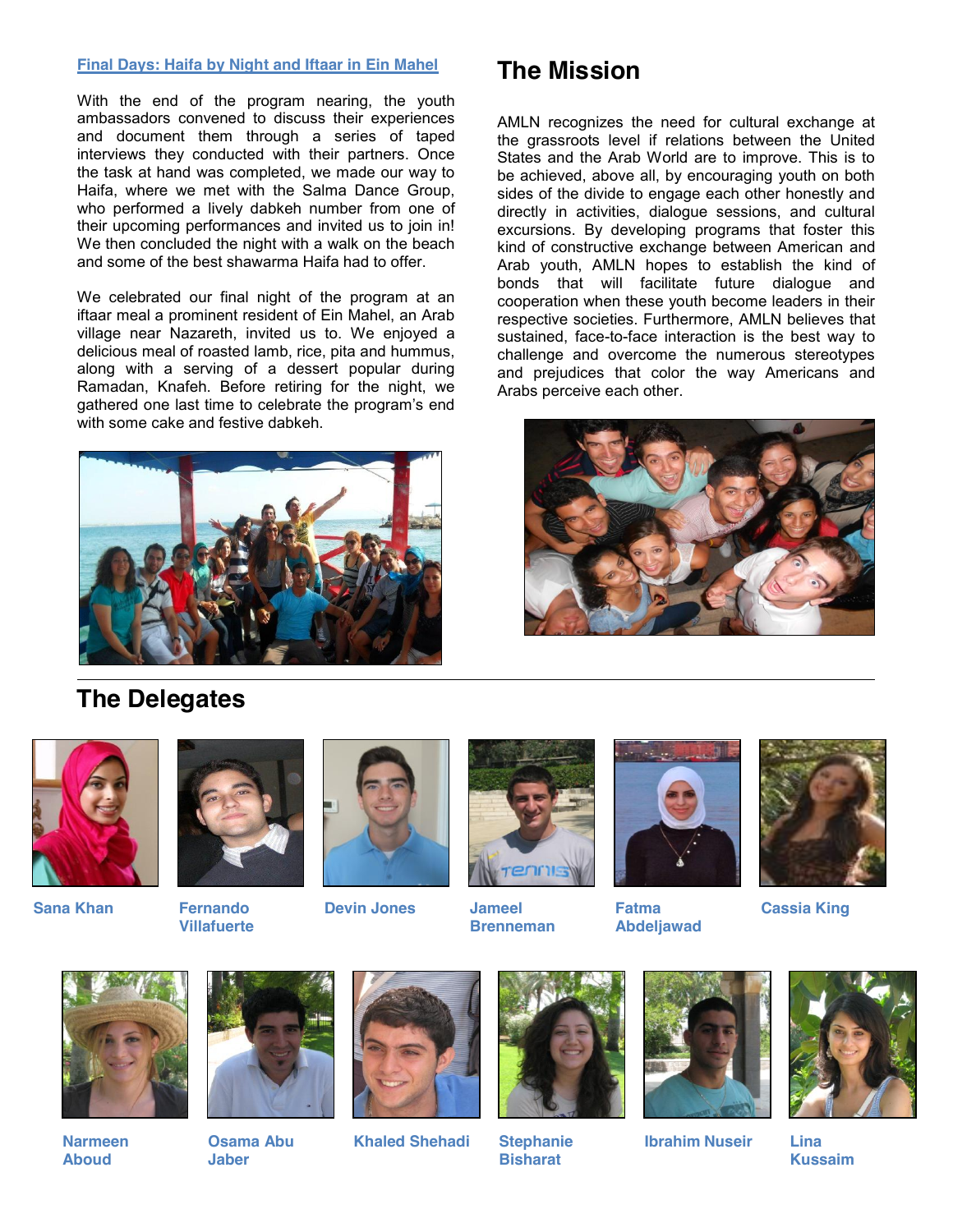### Final Days: Haifa by Night and Iftaar in Ein Mahel

With the end of the program nearing, the youth ambassadors convened to discuss their experiences and document them through a series of taped interviews they conducted with their partners. Once the task at hand was completed, we made our way to Haifa, where we met with the Salma Dance Group, who performed a lively dabkeh number from one of their upcoming performances and invited us to join in! We then concluded the night with a walk on the beach and some of the best shawarma Haifa had to offer.

We celebrated our final night of the program at an iftaar meal a prominent resident of Ein Mahel, an Arab village near Nazareth, invited us to. We enjoyed a delicious meal of roasted lamb, rice, pita and hummus, along with a serving of a dessert popular during Ramadan, Knafeh. Before retiring for the night, we gathered one last time to celebrate the program's end with some cake and festive dabkeh.

## The Mission

AMLN recognizes the need for cultural exchange at the grassroots level if relations between the United States and the Arab World are to improve. This is to be achieved, above all, by encouraging youth on both sides of the divide to engage each other honestly and directly in activities, dialogue sessions, and cultural excursions. By developing programs that foster this kind of constructive exchange between American and Arab youth, AMLN hopes to establish the kind of bonds that will facilitate future dialogue and cooperation when these youth become leaders in their respective societies. Furthermore, AMLN believes that sustained, face-to-face interaction is the best way to challenge and overcome the numerous stereotypes and prejudices that color the way Americans and Arabs perceive each other.

## The Delegates

- Sana Khan
- Fernando Villafuerte
- Devin Jones
- Jameel Brenneman
- Fatma Abdeljawad
- Cassia King
- Narmeen Aboud
- Osama Abu Jaber
- Khaled Shehadi
- Stephanie Bisharat
- Ibrahim Nuseir
- Lina Kussaim